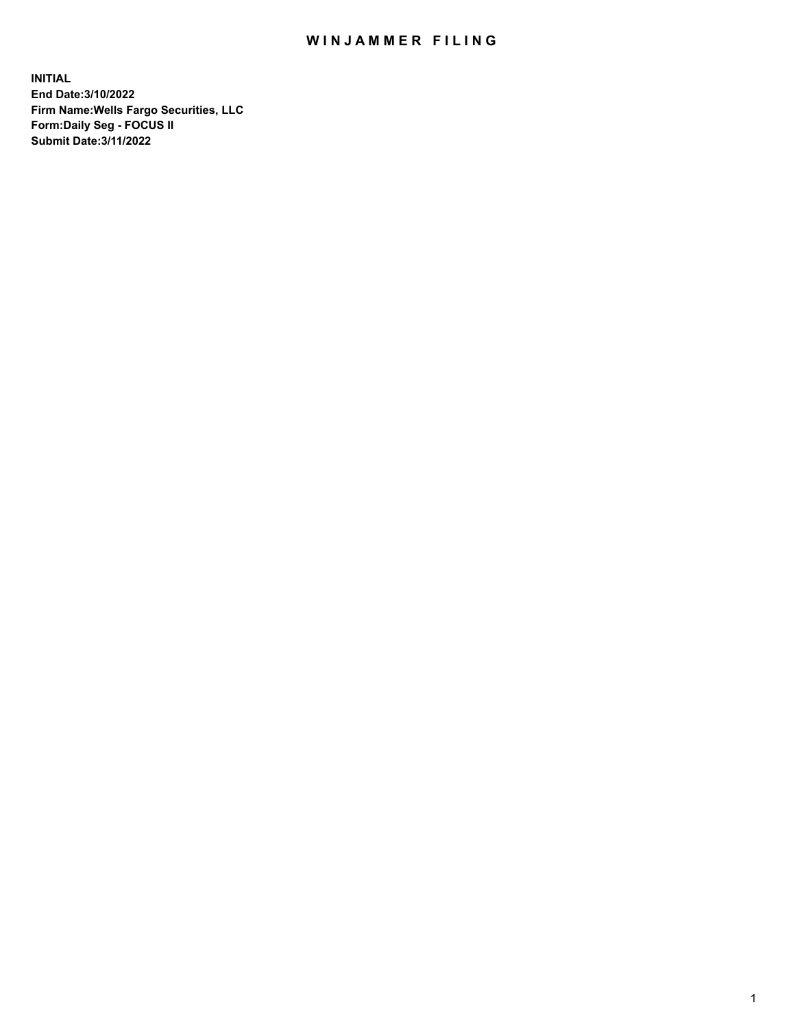# WINJAMMER FILING

**INITIAL**
**End Date:3/10/2022**
**Firm Name:Wells Fargo Securities, LLC**
**Form:Daily Seg - FOCUS II**
**Submit Date:3/11/2022**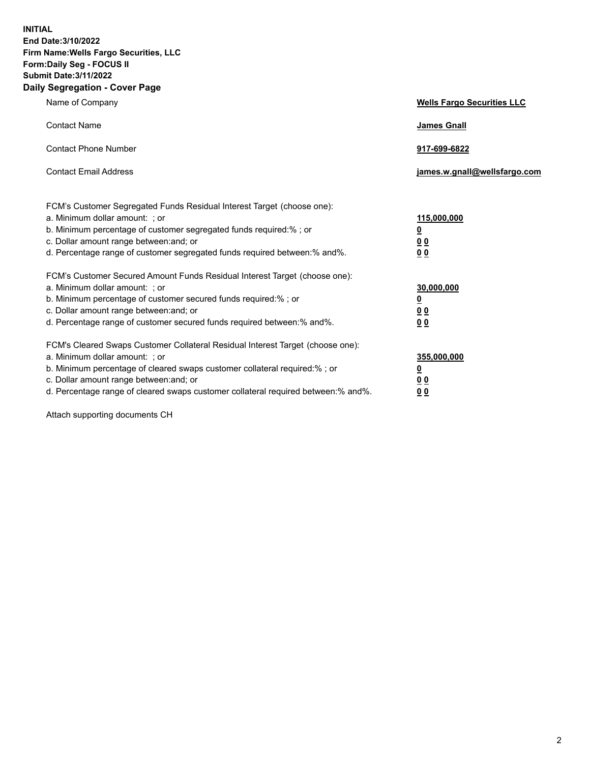**INITIAL**
**End Date:3/10/2022**
**Firm Name:Wells Fargo Securities, LLC**
**Form:Daily Seg - FOCUS II**
**Submit Date:3/11/2022**

## Daily Segregation - Cover Page

| | |
|---|---|
| Name of Company | **Wells Fargo Securities LLC** |
| Contact Name | **James Gnall** |
| Contact Phone Number | **917-699-6822** |
| Contact Email Address | **james.w.gnall@wellsfargo.com** |

| | |
|---|---|
| FCM's Customer Segregated Funds Residual Interest Target (choose one): | |
| a. Minimum dollar amount: ; or | **115,000,000** |
| b. Minimum percentage of customer segregated funds required:% ; or | **0** |
| c. Dollar amount range between:and; or | **0 0** |
| d. Percentage range of customer segregated funds required between:% and%. | **0 0** |
| FCM's Customer Secured Amount Funds Residual Interest Target (choose one): | |
| a. Minimum dollar amount: ; or | **30,000,000** |
| b. Minimum percentage of customer secured funds required:% ; or | **0** |
| c. Dollar amount range between:and; or | **0 0** |
| d. Percentage range of customer secured funds required between:% and%. | **0 0** |
| FCM's Cleared Swaps Customer Collateral Residual Interest Target (choose one): | |
| a. Minimum dollar amount: ; or | **355,000,000** |
| b. Minimum percentage of cleared swaps customer collateral required:% ; or | **0** |
| c. Dollar amount range between:and; or | **0 0** |
| d. Percentage range of cleared swaps customer collateral required between:% and%. | **0 0** |

Attach supporting documents CH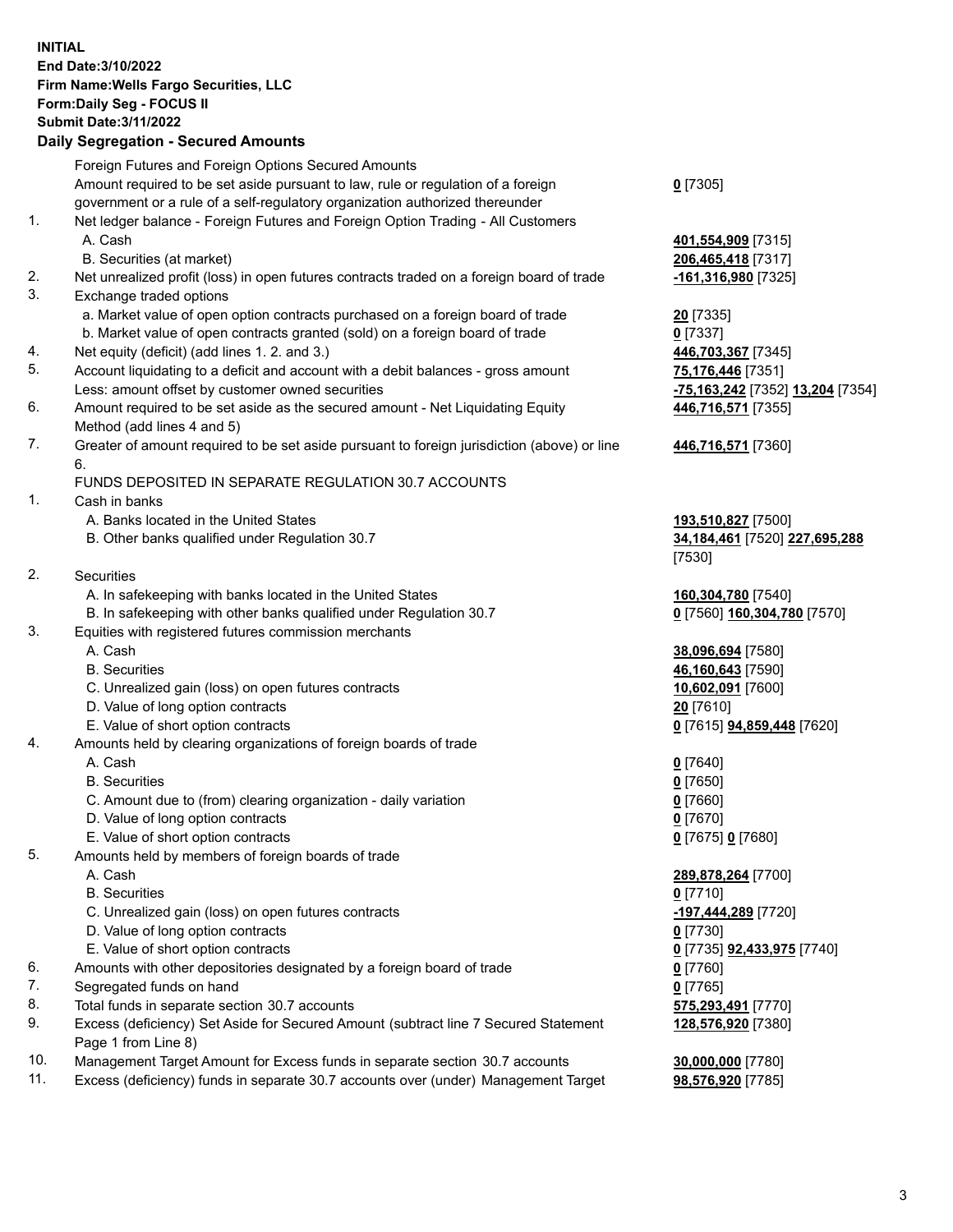**INITIAL**
**End Date:3/10/2022**
**Firm Name:Wells Fargo Securities, LLC**
**Form:Daily Seg - FOCUS II**
**Submit Date:3/11/2022**

## Daily Segregation - Secured Amounts

| | | |
|---|---|---|
| | Foreign Futures and Foreign Options Secured Amounts | |
| | Amount required to be set aside pursuant to law, rule or regulation of a foreign government or a rule of a self-regulatory organization authorized thereunder | **0** [7305] |
| 1. | Net ledger balance - Foreign Futures and Foreign Option Trading - All Customers | |
| | A. Cash | **401,554,909** [7315] |
| | B. Securities (at market) | **206,465,418** [7317] |
| 2. | Net unrealized profit (loss) in open futures contracts traded on a foreign board of trade | **-161,316,980** [7325] |
| 3. | Exchange traded options | |
| | a. Market value of open option contracts purchased on a foreign board of trade | **20** [7335] |
| | b. Market value of open contracts granted (sold) on a foreign board of trade | **0** [7337] |
| 4. | Net equity (deficit) (add lines 1. 2. and 3.) | **446,703,367** [7345] |
| 5. | Account liquidating to a deficit and account with a debit balances - gross amount | **75,176,446** [7351] |
| | Less: amount offset by customer owned securities | **-75,163,242** [7352] **13,204** [7354] |
| 6. | Amount required to be set aside as the secured amount - Net Liquidating Equity Method (add lines 4 and 5) | **446,716,571** [7355] |
| 7. | Greater of amount required to be set aside pursuant to foreign jurisdiction (above) or line 6. | **446,716,571** [7360] |
| | FUNDS DEPOSITED IN SEPARATE REGULATION 30.7 ACCOUNTS | |
| 1. | Cash in banks | |
| | A. Banks located in the United States | **193,510,827** [7500] |
| | B. Other banks qualified under Regulation 30.7 | **34,184,461** [7520] **227,695,288** [7530] |
| 2. | Securities | |
| | A. In safekeeping with banks located in the United States | **160,304,780** [7540] |
| | B. In safekeeping with other banks qualified under Regulation 30.7 | **0** [7560] **160,304,780** [7570] |
| 3. | Equities with registered futures commission merchants | |
| | A. Cash | **38,096,694** [7580] |
| | B. Securities | **46,160,643** [7590] |
| | C. Unrealized gain (loss) on open futures contracts | **10,602,091** [7600] |
| | D. Value of long option contracts | **20** [7610] |
| | E. Value of short option contracts | **0** [7615] **94,859,448** [7620] |
| 4. | Amounts held by clearing organizations of foreign boards of trade | |
| | A. Cash | **0** [7640] |
| | B. Securities | **0** [7650] |
| | C. Amount due to (from) clearing organization - daily variation | **0** [7660] |
| | D. Value of long option contracts | **0** [7670] |
| | E. Value of short option contracts | **0** [7675] **0** [7680] |
| 5. | Amounts held by members of foreign boards of trade | |
| | A. Cash | **289,878,264** [7700] |
| | B. Securities | **0** [7710] |
| | C. Unrealized gain (loss) on open futures contracts | **-197,444,289** [7720] |
| | D. Value of long option contracts | **0** [7730] |
| | E. Value of short option contracts | **0** [7735] **92,433,975** [7740] |
| 6. | Amounts with other depositories designated by a foreign board of trade | **0** [7760] |
| 7. | Segregated funds on hand | **0** [7765] |
| 8. | Total funds in separate section 30.7 accounts | **575,293,491** [7770] |
| 9. | Excess (deficiency) Set Aside for Secured Amount (subtract line 7 Secured Statement Page 1 from Line 8) | **128,576,920** [7380] |
| 10. | Management Target Amount for Excess funds in separate section 30.7 accounts | **30,000,000** [7780] |
| 11. | Excess (deficiency) funds in separate 30.7 accounts over (under) Management Target | **98,576,920** [7785] |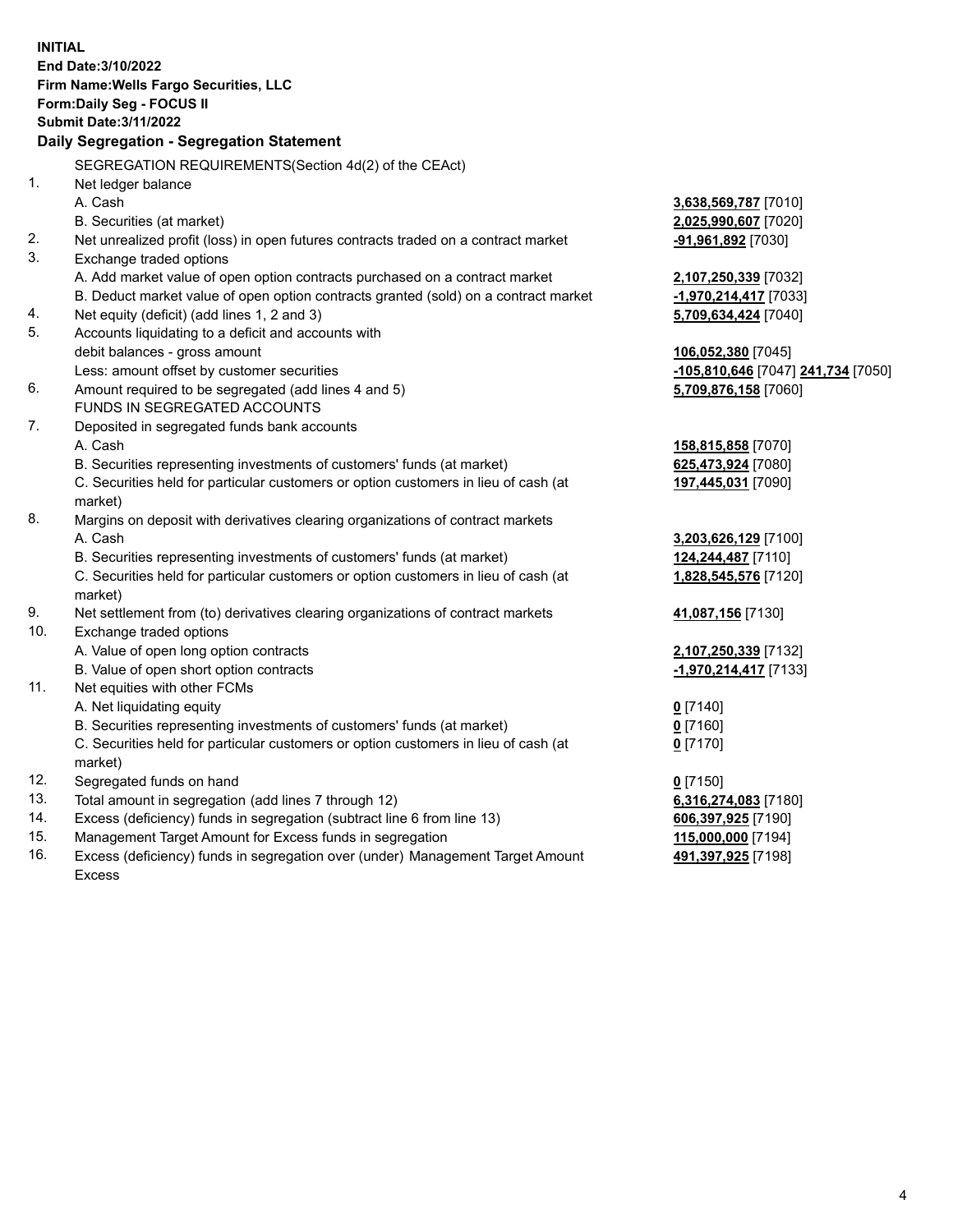**INITIAL**
**End Date:3/10/2022**
**Firm Name:Wells Fargo Securities, LLC**
**Form:Daily Seg - FOCUS II**
**Submit Date:3/11/2022**

## Daily Segregation - Segregation Statement

SEGREGATION REQUIREMENTS(Section 4d(2) of the CEAct)

| | | |
|---|---|---|
| 1. | Net ledger balance | |
| | A. Cash | **3,638,569,787** [7010] |
| | B. Securities (at market) | **2,025,990,607** [7020] |
| 2. | Net unrealized profit (loss) in open futures contracts traded on a contract market | **-91,961,892** [7030] |
| 3. | Exchange traded options | |
| | A. Add market value of open option contracts purchased on a contract market | **2,107,250,339** [7032] |
| | B. Deduct market value of open option contracts granted (sold) on a contract market | **-1,970,214,417** [7033] |
| 4. | Net equity (deficit) (add lines 1, 2 and 3) | **5,709,634,424** [7040] |
| 5. | Accounts liquidating to a deficit and accounts with | |
| | debit balances - gross amount | **106,052,380** [7045] |
| | Less: amount offset by customer securities | **-105,810,646** [7047] **241,734** [7050] |
| 6. | Amount required to be segregated (add lines 4 and 5) | **5,709,876,158** [7060] |
| | FUNDS IN SEGREGATED ACCOUNTS | |
| 7. | Deposited in segregated funds bank accounts | |
| | A. Cash | **158,815,858** [7070] |
| | B. Securities representing investments of customers' funds (at market) | **625,473,924** [7080] |
| | C. Securities held for particular customers or option customers in lieu of cash (at market) | **197,445,031** [7090] |
| 8. | Margins on deposit with derivatives clearing organizations of contract markets | |
| | A. Cash | **3,203,626,129** [7100] |
| | B. Securities representing investments of customers' funds (at market) | **124,244,487** [7110] |
| | C. Securities held for particular customers or option customers in lieu of cash (at market) | **1,828,545,576** [7120] |
| 9. | Net settlement from (to) derivatives clearing organizations of contract markets | **41,087,156** [7130] |
| 10. | Exchange traded options | |
| | A. Value of open long option contracts | **2,107,250,339** [7132] |
| | B. Value of open short option contracts | **-1,970,214,417** [7133] |
| 11. | Net equities with other FCMs | |
| | A. Net liquidating equity | **0** [7140] |
| | B. Securities representing investments of customers' funds (at market) | **0** [7160] |
| | C. Securities held for particular customers or option customers in lieu of cash (at market) | **0** [7170] |
| 12. | Segregated funds on hand | **0** [7150] |
| 13. | Total amount in segregation (add lines 7 through 12) | **6,316,274,083** [7180] |
| 14. | Excess (deficiency) funds in segregation (subtract line 6 from line 13) | **606,397,925** [7190] |
| 15. | Management Target Amount for Excess funds in segregation | **115,000,000** [7194] |
| 16. | Excess (deficiency) funds in segregation over (under) Management Target Amount Excess | **491,397,925** [7198] |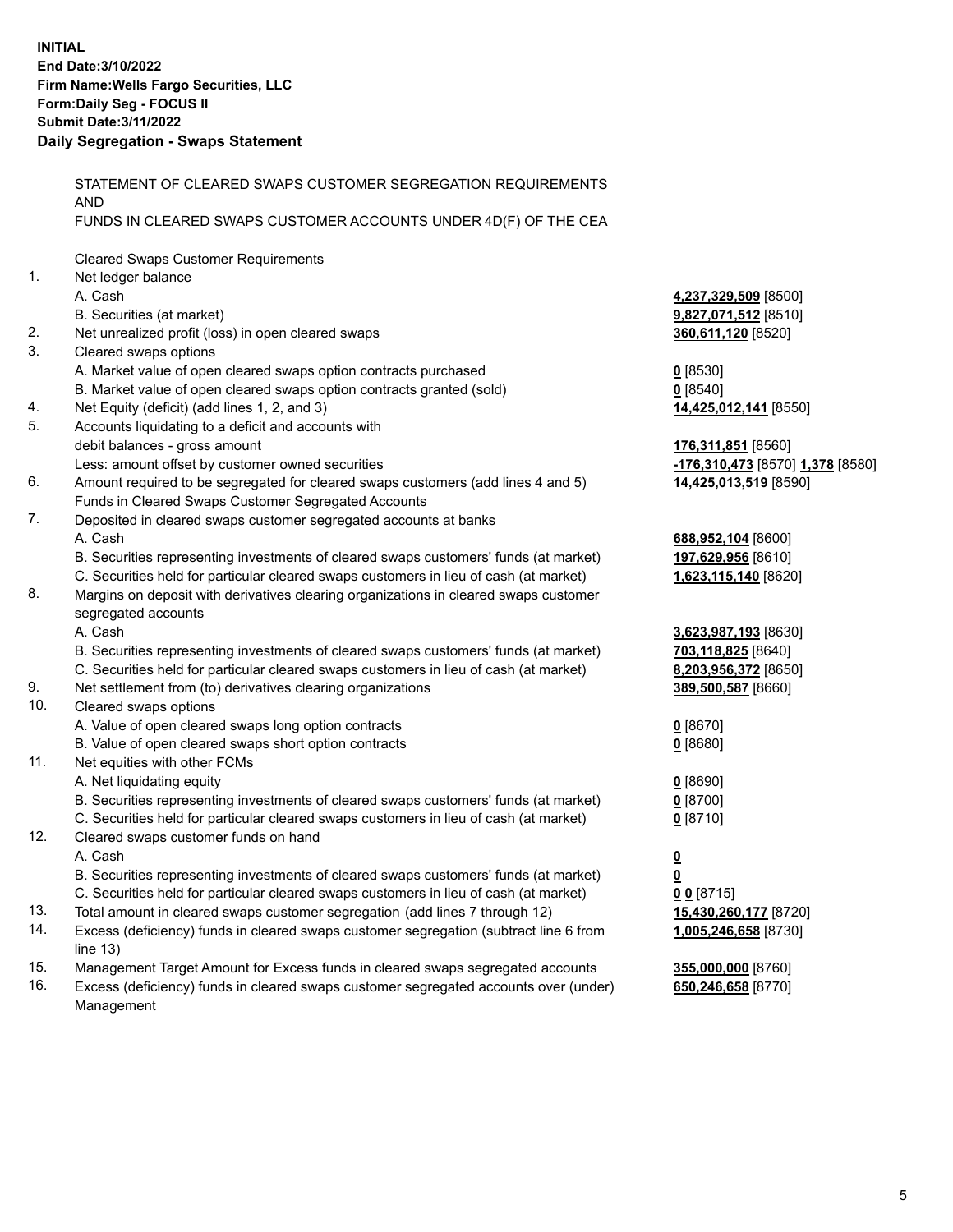**INITIAL**
**End Date:3/10/2022**
**Firm Name:Wells Fargo Securities, LLC**
**Form:Daily Seg - FOCUS II**
**Submit Date:3/11/2022**
**Daily Segregation - Swaps Statement**

STATEMENT OF CLEARED SWAPS CUSTOMER SEGREGATION REQUIREMENTS AND FUNDS IN CLEARED SWAPS CUSTOMER ACCOUNTS UNDER 4D(F) OF THE CEA

| | | |
|---|---|---|
| | Cleared Swaps Customer Requirements | |
| 1. | Net ledger balance | |
| | A. Cash | **4,237,329,509** [8500] |
| | B. Securities (at market) | **9,827,071,512** [8510] |
| 2. | Net unrealized profit (loss) in open cleared swaps | **360,611,120** [8520] |
| 3. | Cleared swaps options | |
| | A. Market value of open cleared swaps option contracts purchased | **0** [8530] |
| | B. Market value of open cleared swaps option contracts granted (sold) | **0** [8540] |
| 4. | Net Equity (deficit) (add lines 1, 2, and 3) | **14,425,012,141** [8550] |
| 5. | Accounts liquidating to a deficit and accounts with debit balances - gross amount | **176,311,851** [8560] |
| | Less: amount offset by customer owned securities | **-176,310,473** [8570] **1,378** [8580] |
| 6. | Amount required to be segregated for cleared swaps customers (add lines 4 and 5) | **14,425,013,519** [8590] |
| | Funds in Cleared Swaps Customer Segregated Accounts | |
| 7. | Deposited in cleared swaps customer segregated accounts at banks | |
| | A. Cash | **688,952,104** [8600] |
| | B. Securities representing investments of cleared swaps customers' funds (at market) | **197,629,956** [8610] |
| | C. Securities held for particular cleared swaps customers in lieu of cash (at market) | **1,623,115,140** [8620] |
| 8. | Margins on deposit with derivatives clearing organizations in cleared swaps customer segregated accounts | |
| | A. Cash | **3,623,987,193** [8630] |
| | B. Securities representing investments of cleared swaps customers' funds (at market) | **703,118,825** [8640] |
| | C. Securities held for particular cleared swaps customers in lieu of cash (at market) | **8,203,956,372** [8650] |
| 9. | Net settlement from (to) derivatives clearing organizations | **389,500,587** [8660] |
| 10. | Cleared swaps options | |
| | A. Value of open cleared swaps long option contracts | **0** [8670] |
| | B. Value of open cleared swaps short option contracts | **0** [8680] |
| 11. | Net equities with other FCMs | |
| | A. Net liquidating equity | **0** [8690] |
| | B. Securities representing investments of cleared swaps customers' funds (at market) | **0** [8700] |
| | C. Securities held for particular cleared swaps customers in lieu of cash (at market) | **0** [8710] |
| 12. | Cleared swaps customer funds on hand | |
| | A. Cash | **0** |
| | B. Securities representing investments of cleared swaps customers' funds (at market) | **0** |
| | C. Securities held for particular cleared swaps customers in lieu of cash (at market) | **0** **0** [8715] |
| 13. | Total amount in cleared swaps customer segregation (add lines 7 through 12) | **15,430,260,177** [8720] |
| 14. | Excess (deficiency) funds in cleared swaps customer segregation (subtract line 6 from line 13) | **1,005,246,658** [8730] |
| 15. | Management Target Amount for Excess funds in cleared swaps segregated accounts | **355,000,000** [8760] |
| 16. | Excess (deficiency) funds in cleared swaps customer segregated accounts over (under) Management | **650,246,658** [8770] |